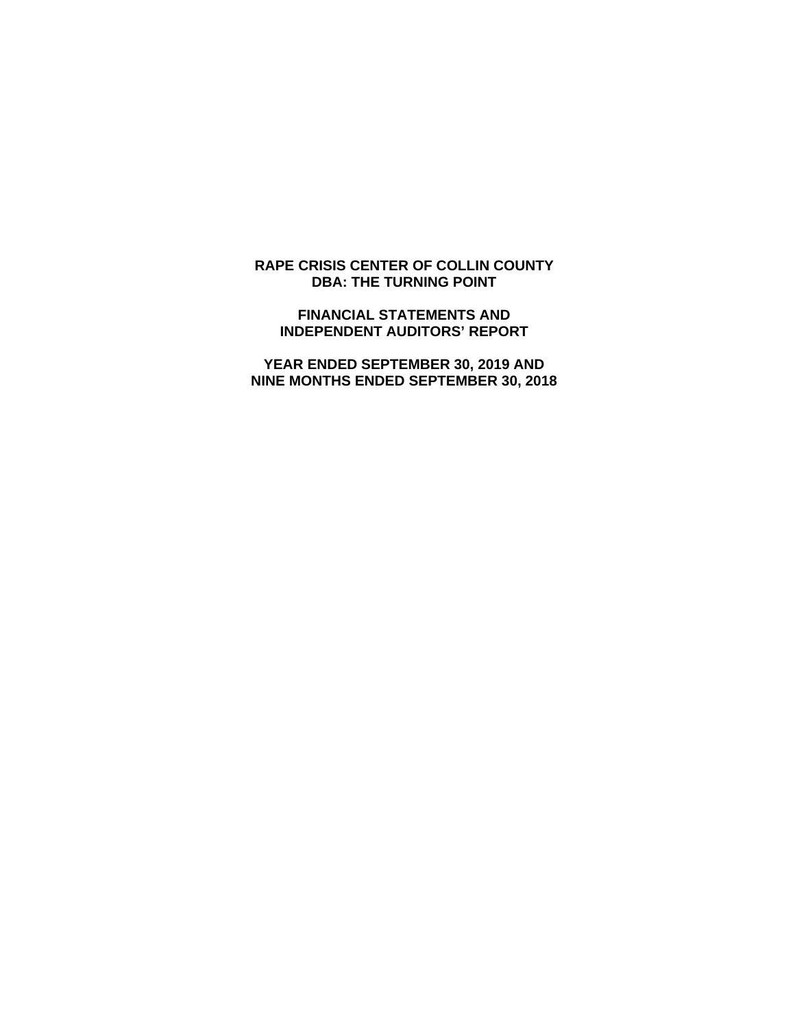# RAPE CRISIS CENTER OF COLLIN COUNTY
# DBA: THE TURNING POINT

## FINANCIAL STATEMENTS AND
## INDEPENDENT AUDITORS' REPORT

### YEAR ENDED SEPTEMBER 30, 2019 AND
### NINE MONTHS ENDED SEPTEMBER 30, 2018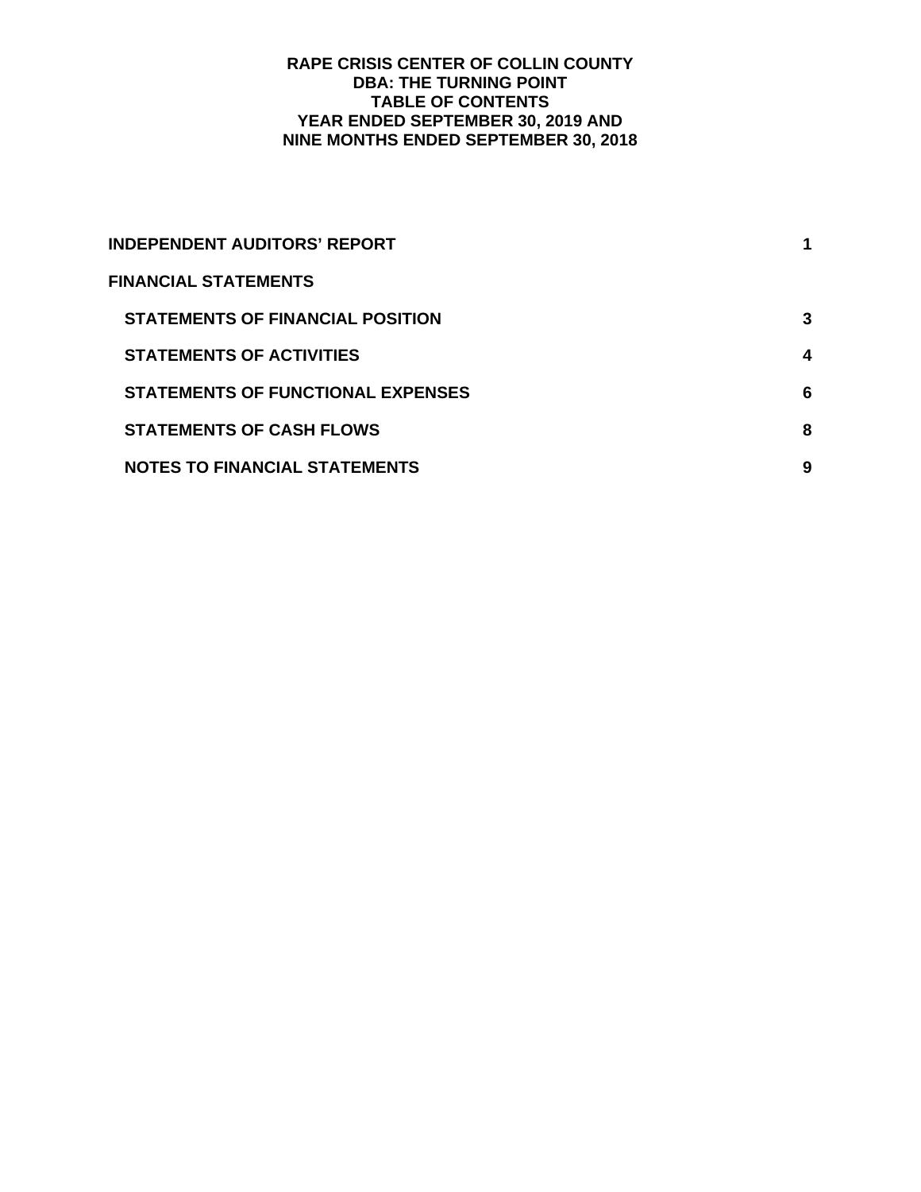# RAPE CRISIS CENTER OF COLLIN COUNTY
## DBA: THE TURNING POINT
## TABLE OF CONTENTS
## YEAR ENDED SEPTEMBER 30, 2019 AND
## NINE MONTHS ENDED SEPTEMBER 30, 2018

| | |
|---|---|
| **INDEPENDENT AUDITORS' REPORT** | **1** |
| **FINANCIAL STATEMENTS** | |
| **STATEMENTS OF FINANCIAL POSITION** | **3** |
| **STATEMENTS OF ACTIVITIES** | **4** |
| **STATEMENTS OF FUNCTIONAL EXPENSES** | **6** |
| **STATEMENTS OF CASH FLOWS** | **8** |
| **NOTES TO FINANCIAL STATEMENTS** | **9** |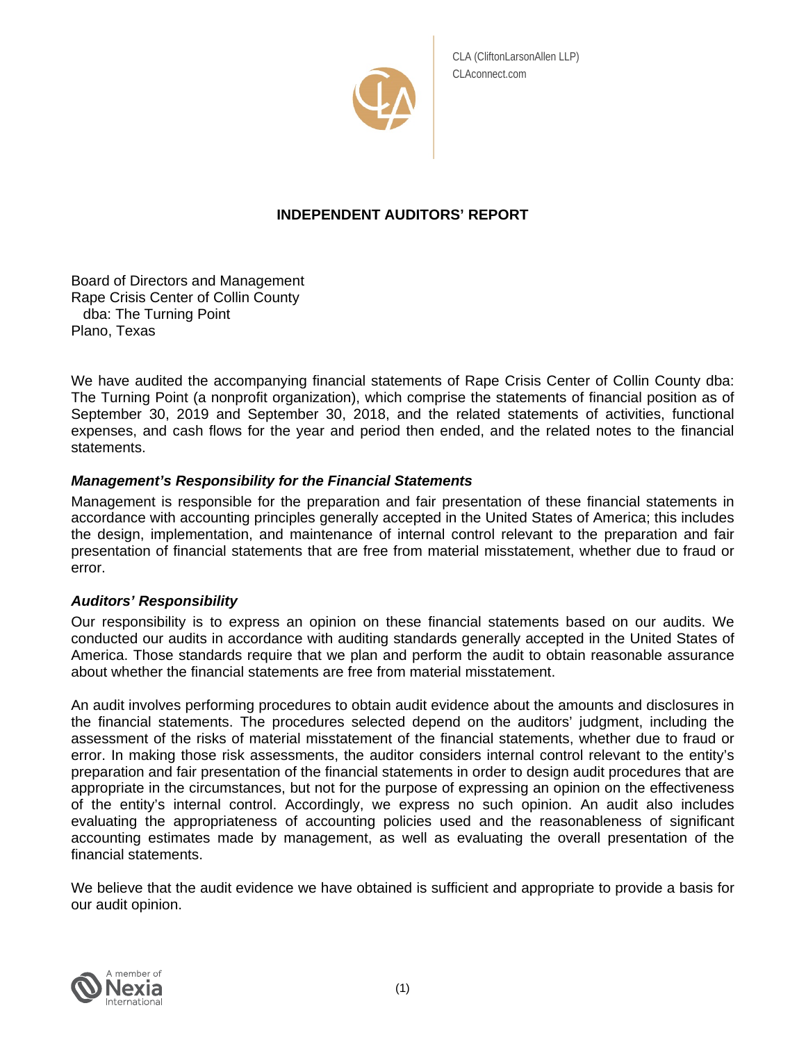CLA (CliftonLarsonAllen LLP)
CLAconnect.com

# INDEPENDENT AUDITORS' REPORT

Board of Directors and Management
Rape Crisis Center of Collin County
dba: The Turning Point
Plano, Texas

We have audited the accompanying financial statements of Rape Crisis Center of Collin County dba: The Turning Point (a nonprofit organization), which comprise the statements of financial position as of September 30, 2019 and September 30, 2018, and the related statements of activities, functional expenses, and cash flows for the year and period then ended, and the related notes to the financial statements.

### *Management's Responsibility for the Financial Statements*

Management is responsible for the preparation and fair presentation of these financial statements in accordance with accounting principles generally accepted in the United States of America; this includes the design, implementation, and maintenance of internal control relevant to the preparation and fair presentation of financial statements that are free from material misstatement, whether due to fraud or error.

### *Auditors' Responsibility*

Our responsibility is to express an opinion on these financial statements based on our audits. We conducted our audits in accordance with auditing standards generally accepted in the United States of America. Those standards require that we plan and perform the audit to obtain reasonable assurance about whether the financial statements are free from material misstatement.

An audit involves performing procedures to obtain audit evidence about the amounts and disclosures in the financial statements. The procedures selected depend on the auditors' judgment, including the assessment of the risks of material misstatement of the financial statements, whether due to fraud or error. In making those risk assessments, the auditor considers internal control relevant to the entity's preparation and fair presentation of the financial statements in order to design audit procedures that are appropriate in the circumstances, but not for the purpose of expressing an opinion on the effectiveness of the entity's internal control. Accordingly, we express no such opinion. An audit also includes evaluating the appropriateness of accounting policies used and the reasonableness of significant accounting estimates made by management, as well as evaluating the overall presentation of the financial statements.

We believe that the audit evidence we have obtained is sufficient and appropriate to provide a basis for our audit opinion.

A member of Nexia International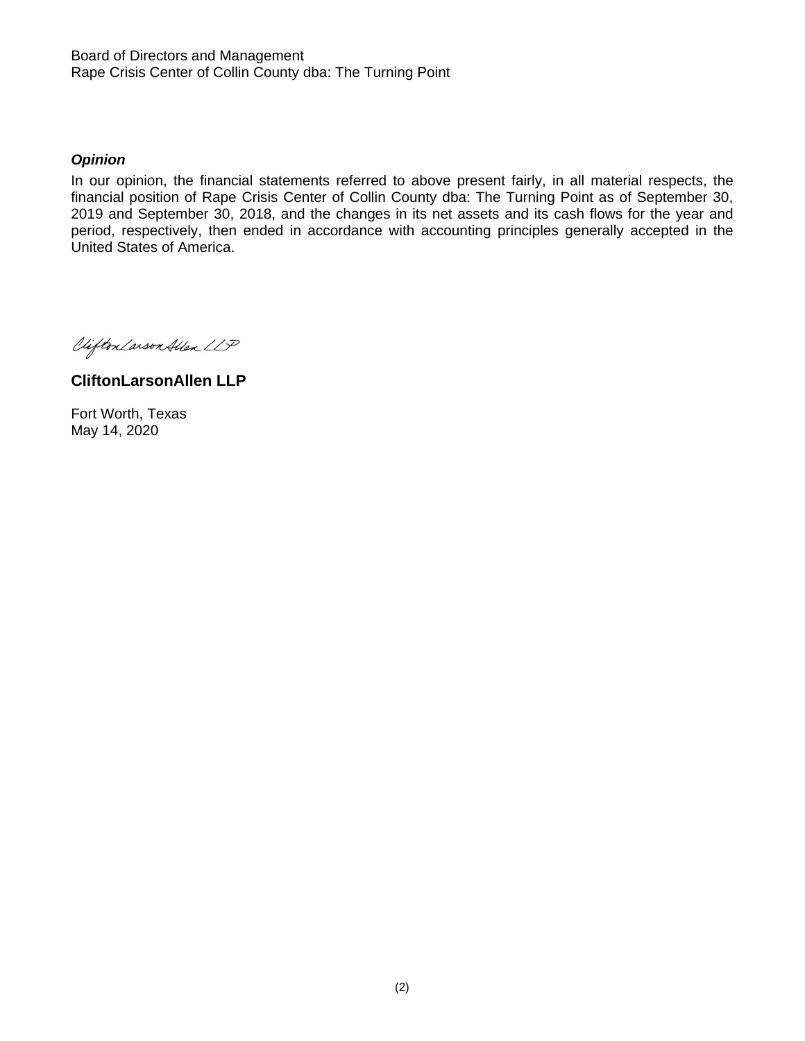Board of Directors and Management
Rape Crisis Center of Collin County dba: The Turning Point

***Opinion***

In our opinion, the financial statements referred to above present fairly, in all material respects, the financial position of Rape Crisis Center of Collin County dba: The Turning Point as of September 30, 2019 and September 30, 2018, and the changes in its net assets and its cash flows for the year and period, respectively, then ended in accordance with accounting principles generally accepted in the United States of America.

*CliftonLarsonAllen LLP*

**CliftonLarsonAllen LLP**

Fort Worth, Texas
May 14, 2020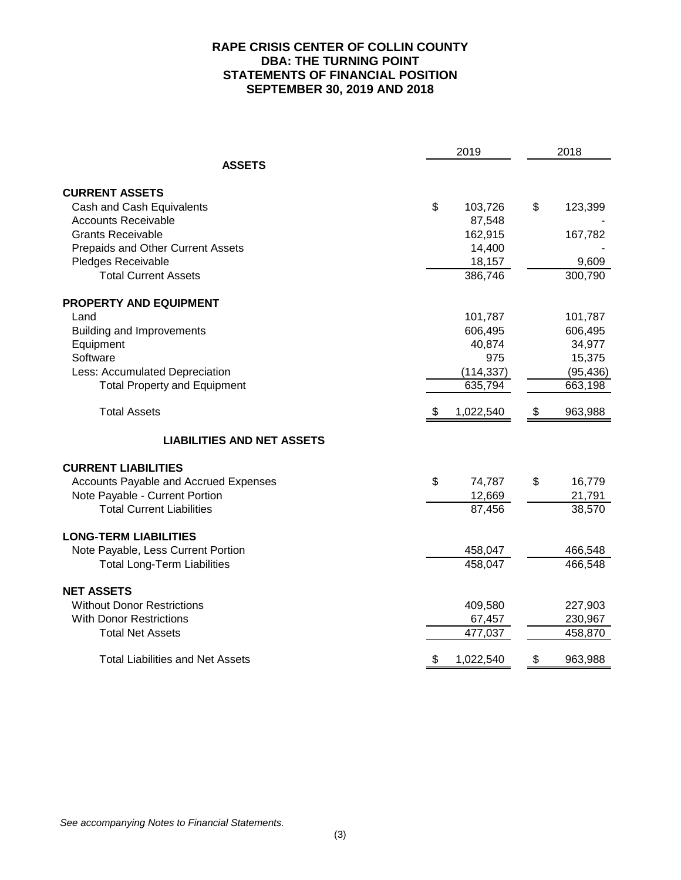# RAPE CRISIS CENTER OF COLLIN COUNTY
## DBA: THE TURNING POINT
## STATEMENTS OF FINANCIAL POSITION
## SEPTEMBER 30, 2019 AND 2018

| | 2019 | 2018 |
|---|---|---|
| **ASSETS** | | |
| **CURRENT ASSETS** | | |
| Cash and Cash Equivalents | $ 103,726 | $ 123,399 |
| Accounts Receivable | 87,548 | - |
| Grants Receivable | 162,915 | 167,782 |
| Prepaids and Other Current Assets | 14,400 | - |
| Pledges Receivable | 18,157 | 9,609 |
| Total Current Assets | 386,746 | 300,790 |
| **PROPERTY AND EQUIPMENT** | | |
| Land | 101,787 | 101,787 |
| Building and Improvements | 606,495 | 606,495 |
| Equipment | 40,874 | 34,977 |
| Software | 975 | 15,375 |
| Less: Accumulated Depreciation | (114,337) | (95,436) |
| Total Property and Equipment | 635,794 | 663,198 |
| Total Assets | $ 1,022,540 | $ 963,988 |
| **LIABILITIES AND NET ASSETS** | | |
| **CURRENT LIABILITIES** | | |
| Accounts Payable and Accrued Expenses | $ 74,787 | $ 16,779 |
| Note Payable - Current Portion | 12,669 | 21,791 |
| Total Current Liabilities | 87,456 | 38,570 |
| **LONG-TERM LIABILITIES** | | |
| Note Payable, Less Current Portion | 458,047 | 466,548 |
| Total Long-Term Liabilities | 458,047 | 466,548 |
| **NET ASSETS** | | |
| Without Donor Restrictions | 409,580 | 227,903 |
| With Donor Restrictions | 67,457 | 230,967 |
| Total Net Assets | 477,037 | 458,870 |
| Total Liabilities and Net Assets | $ 1,022,540 | $ 963,988 |

*See accompanying Notes to Financial Statements.*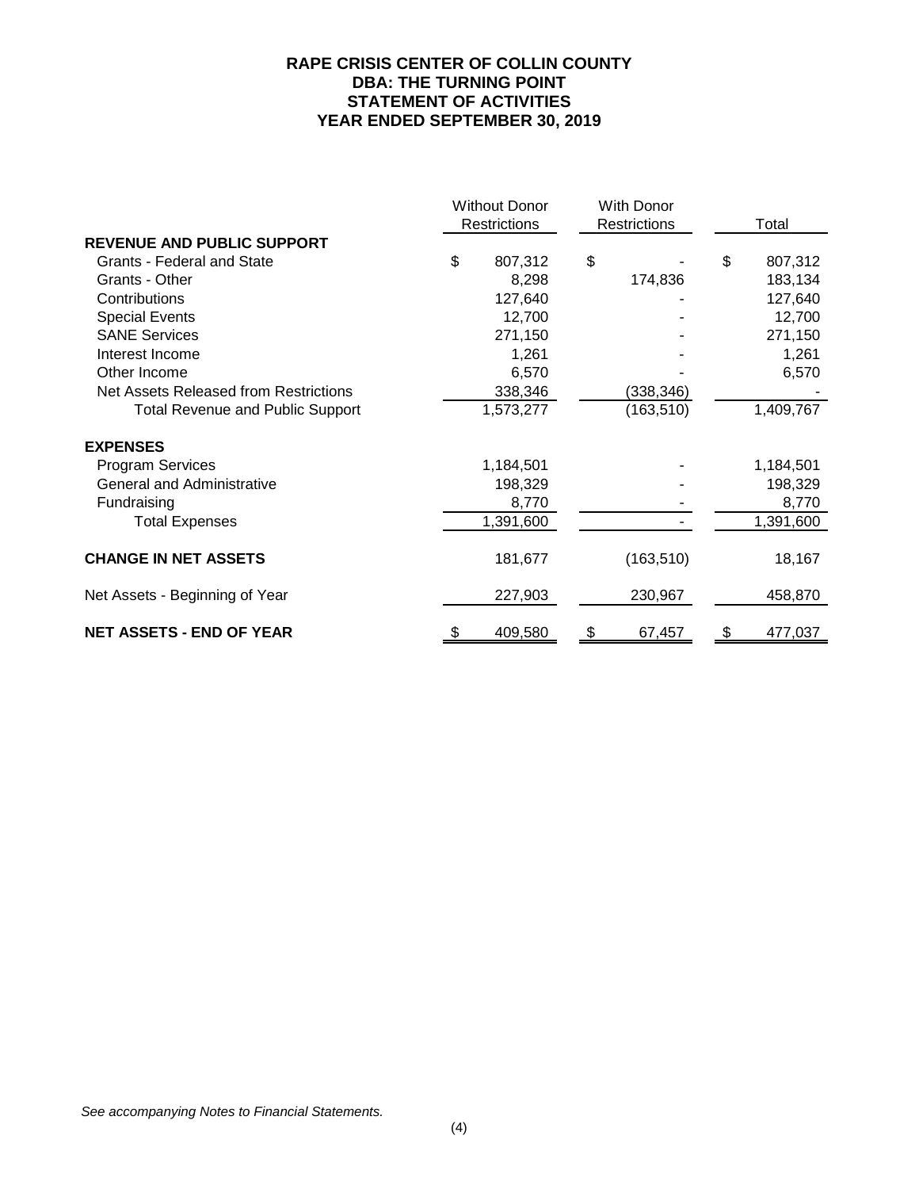# RAPE CRISIS CENTER OF COLLIN COUNTY
## DBA: THE TURNING POINT
## STATEMENT OF ACTIVITIES
## YEAR ENDED SEPTEMBER 30, 2019

| | Without Donor Restrictions | With Donor Restrictions | Total |
|---|---|---|---|
| **REVENUE AND PUBLIC SUPPORT** | | | |
| Grants - Federal and State | $ 807,312 | $ - | $ 807,312 |
| Grants - Other | 8,298 | 174,836 | 183,134 |
| Contributions | 127,640 | - | 127,640 |
| Special Events | 12,700 | - | 12,700 |
| SANE Services | 271,150 | - | 271,150 |
| Interest Income | 1,261 | - | 1,261 |
| Other Income | 6,570 | - | 6,570 |
| Net Assets Released from Restrictions | 338,346 | (338,346) | - |
| Total Revenue and Public Support | 1,573,277 | (163,510) | 1,409,767 |
| **EXPENSES** | | | |
| Program Services | 1,184,501 | - | 1,184,501 |
| General and Administrative | 198,329 | - | 198,329 |
| Fundraising | 8,770 | - | 8,770 |
| Total Expenses | 1,391,600 | - | 1,391,600 |
| **CHANGE IN NET ASSETS** | 181,677 | (163,510) | 18,167 |
| Net Assets - Beginning of Year | 227,903 | 230,967 | 458,870 |
| **NET ASSETS - END OF YEAR** | $ 409,580 | $ 67,457 | $ 477,037 |

*See accompanying Notes to Financial Statements.*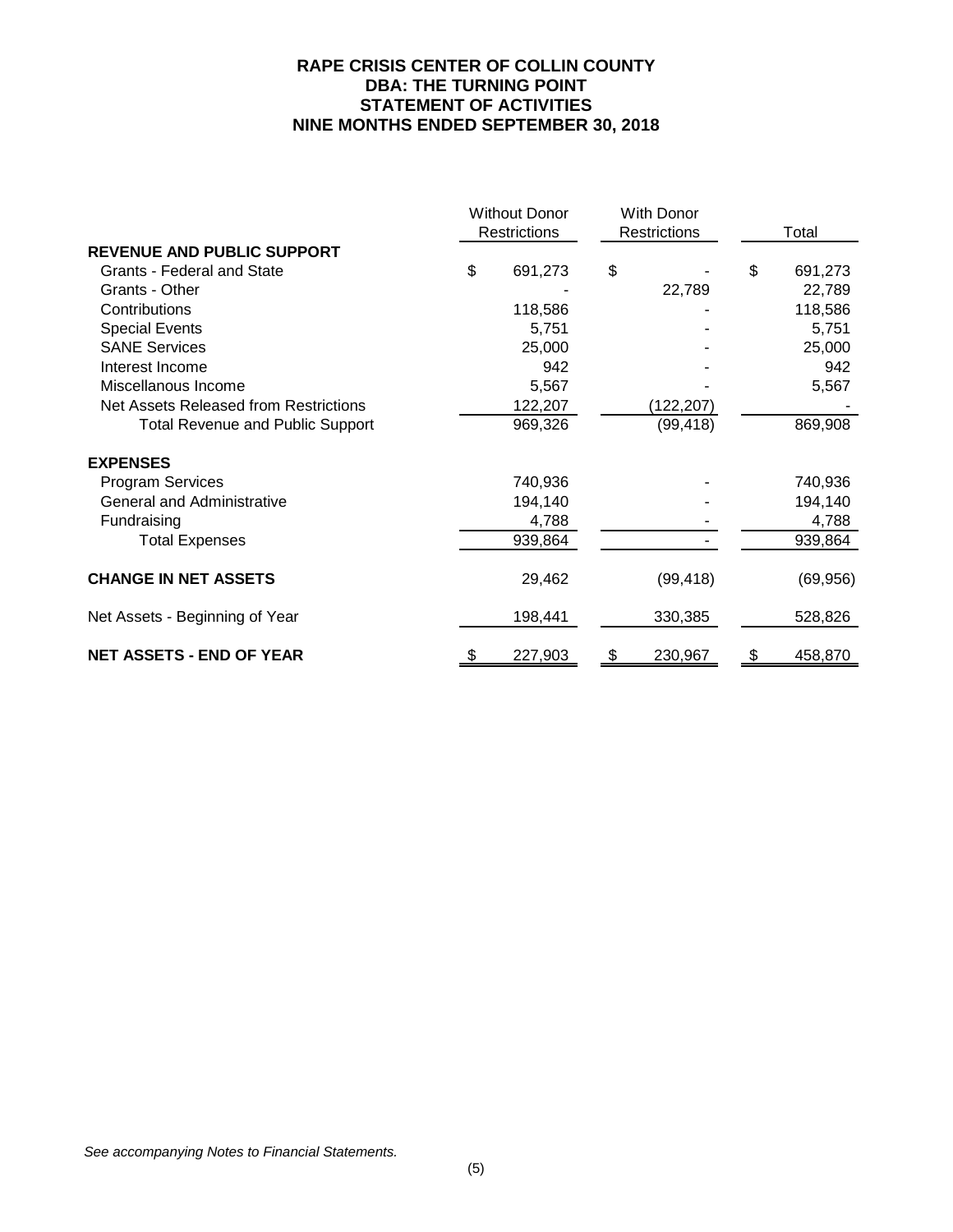# RAPE CRISIS CENTER OF COLLIN COUNTY
## DBA: THE TURNING POINT
## STATEMENT OF ACTIVITIES
## NINE MONTHS ENDED SEPTEMBER 30, 2018

| | Without Donor Restrictions | With Donor Restrictions | Total |
|---|---|---|---|
| **REVENUE AND PUBLIC SUPPORT** | | | |
| Grants - Federal and State | $ 691,273 | $ - | $ 691,273 |
| Grants - Other | - | 22,789 | 22,789 |
| Contributions | 118,586 | - | 118,586 |
| Special Events | 5,751 | - | 5,751 |
| SANE Services | 25,000 | - | 25,000 |
| Interest Income | 942 | - | 942 |
| Miscellanous Income | 5,567 | - | 5,567 |
| Net Assets Released from Restrictions | 122,207 | (122,207) | - |
| Total Revenue and Public Support | 969,326 | (99,418) | 869,908 |
| **EXPENSES** | | | |
| Program Services | 740,936 | - | 740,936 |
| General and Administrative | 194,140 | - | 194,140 |
| Fundraising | 4,788 | - | 4,788 |
| Total Expenses | 939,864 | - | 939,864 |
| **CHANGE IN NET ASSETS** | 29,462 | (99,418) | (69,956) |
| Net Assets - Beginning of Year | 198,441 | 330,385 | 528,826 |
| **NET ASSETS - END OF YEAR** | $ 227,903 | $ 230,967 | $ 458,870 |

*See accompanying Notes to Financial Statements.*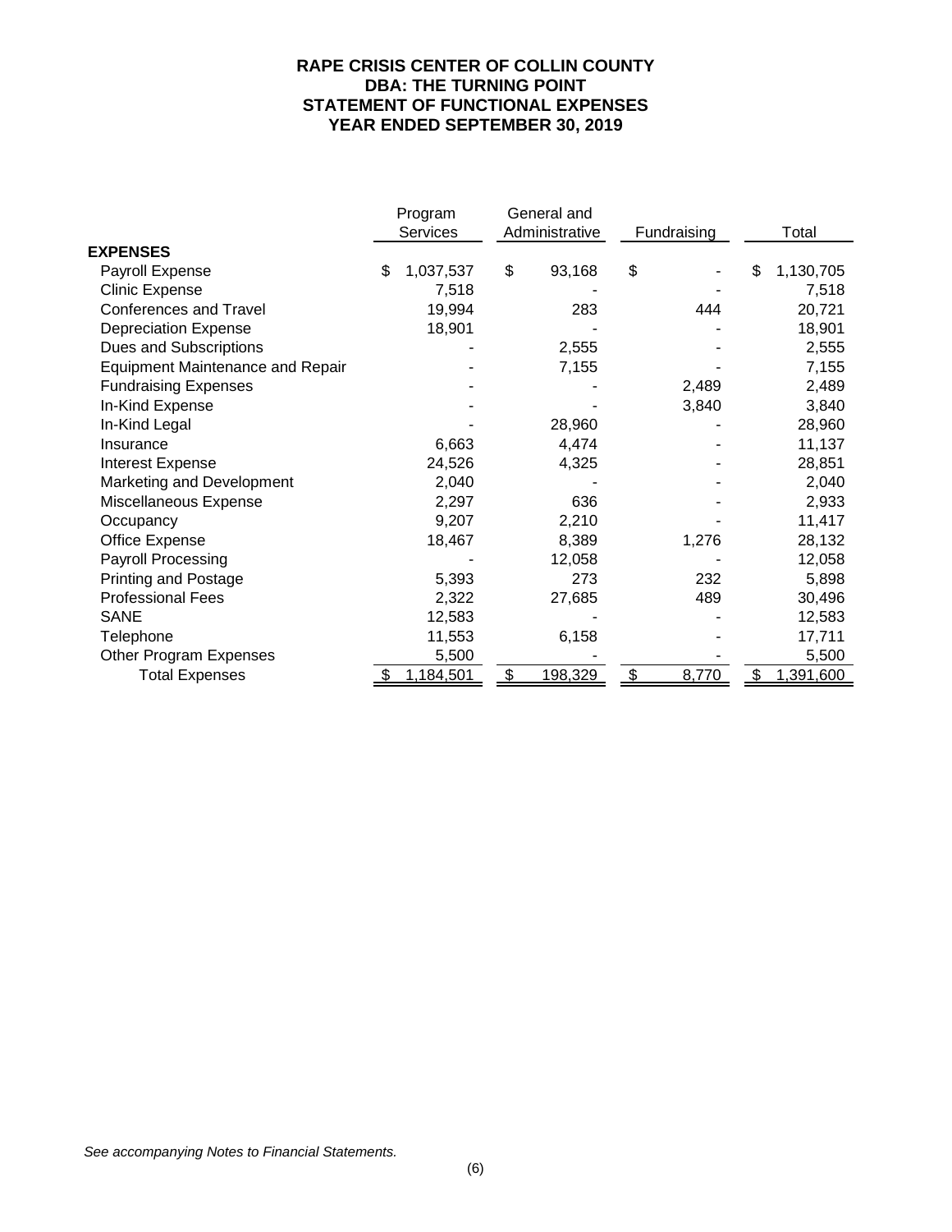# RAPE CRISIS CENTER OF COLLIN COUNTY
## DBA: THE TURNING POINT
## STATEMENT OF FUNCTIONAL EXPENSES
## YEAR ENDED SEPTEMBER 30, 2019

| | Program Services | General and Administrative | Fundraising | Total |
|---|---|---|---|---|
| **EXPENSES** | | | | |
| Payroll Expense | $ 1,037,537 | $ 93,168 | $ - | $ 1,130,705 |
| Clinic Expense | 7,518 | - | - | 7,518 |
| Conferences and Travel | 19,994 | 283 | 444 | 20,721 |
| Depreciation Expense | 18,901 | - | - | 18,901 |
| Dues and Subscriptions | - | 2,555 | - | 2,555 |
| Equipment Maintenance and Repair | - | 7,155 | - | 7,155 |
| Fundraising Expenses | - | - | 2,489 | 2,489 |
| In-Kind Expense | - | - | 3,840 | 3,840 |
| In-Kind Legal | - | 28,960 | - | 28,960 |
| Insurance | 6,663 | 4,474 | - | 11,137 |
| Interest Expense | 24,526 | 4,325 | - | 28,851 |
| Marketing and Development | 2,040 | - | - | 2,040 |
| Miscellaneous Expense | 2,297 | 636 | - | 2,933 |
| Occupancy | 9,207 | 2,210 | - | 11,417 |
| Office Expense | 18,467 | 8,389 | 1,276 | 28,132 |
| Payroll Processing | - | 12,058 | - | 12,058 |
| Printing and Postage | 5,393 | 273 | 232 | 5,898 |
| Professional Fees | 2,322 | 27,685 | 489 | 30,496 |
| SANE | 12,583 | - | - | 12,583 |
| Telephone | 11,553 | 6,158 | - | 17,711 |
| Other Program Expenses | 5,500 | - | - | 5,500 |
| Total Expenses | $ 1,184,501 | $ 198,329 | $ 8,770 | $ 1,391,600 |

*See accompanying Notes to Financial Statements.*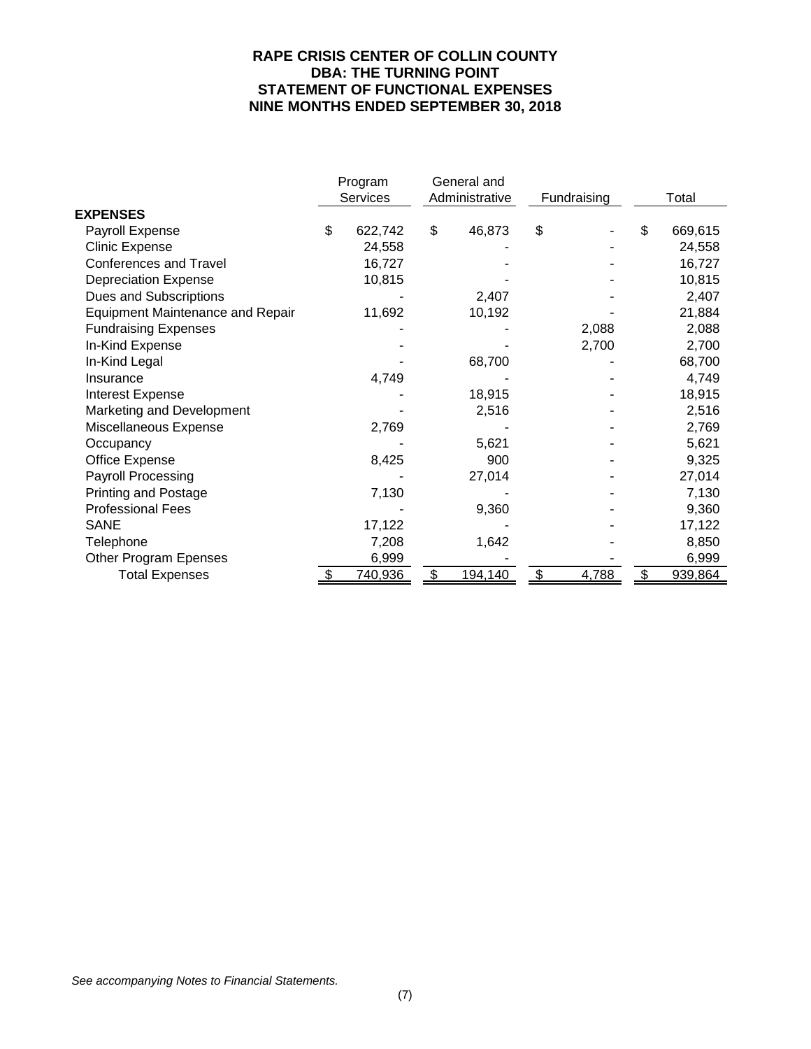# RAPE CRISIS CENTER OF COLLIN COUNTY
## DBA: THE TURNING POINT
## STATEMENT OF FUNCTIONAL EXPENSES
## NINE MONTHS ENDED SEPTEMBER 30, 2018

| | Program Services | General and Administrative | Fundraising | Total |
|---|---|---|---|---|
| **EXPENSES** | | | | |
| Payroll Expense | $ 622,742 | $ 46,873 | $ - | $ 669,615 |
| Clinic Expense | 24,558 | - | - | 24,558 |
| Conferences and Travel | 16,727 | - | - | 16,727 |
| Depreciation Expense | 10,815 | - | - | 10,815 |
| Dues and Subscriptions | - | 2,407 | - | 2,407 |
| Equipment Maintenance and Repair | 11,692 | 10,192 | - | 21,884 |
| Fundraising Expenses | - | - | 2,088 | 2,088 |
| In-Kind Expense | - | - | 2,700 | 2,700 |
| In-Kind Legal | - | 68,700 | - | 68,700 |
| Insurance | 4,749 | - | - | 4,749 |
| Interest Expense | - | 18,915 | - | 18,915 |
| Marketing and Development | - | 2,516 | - | 2,516 |
| Miscellaneous Expense | 2,769 | - | - | 2,769 |
| Occupancy | - | 5,621 | - | 5,621 |
| Office Expense | 8,425 | 900 | - | 9,325 |
| Payroll Processing | - | 27,014 | - | 27,014 |
| Printing and Postage | 7,130 | - | - | 7,130 |
| Professional Fees | - | 9,360 | - | 9,360 |
| SANE | 17,122 | - | - | 17,122 |
| Telephone | 7,208 | 1,642 | - | 8,850 |
| Other Program Epenses | 6,999 | - | - | 6,999 |
| Total Expenses | $ 740,936 | $ 194,140 | $ 4,788 | $ 939,864 |

*See accompanying Notes to Financial Statements.*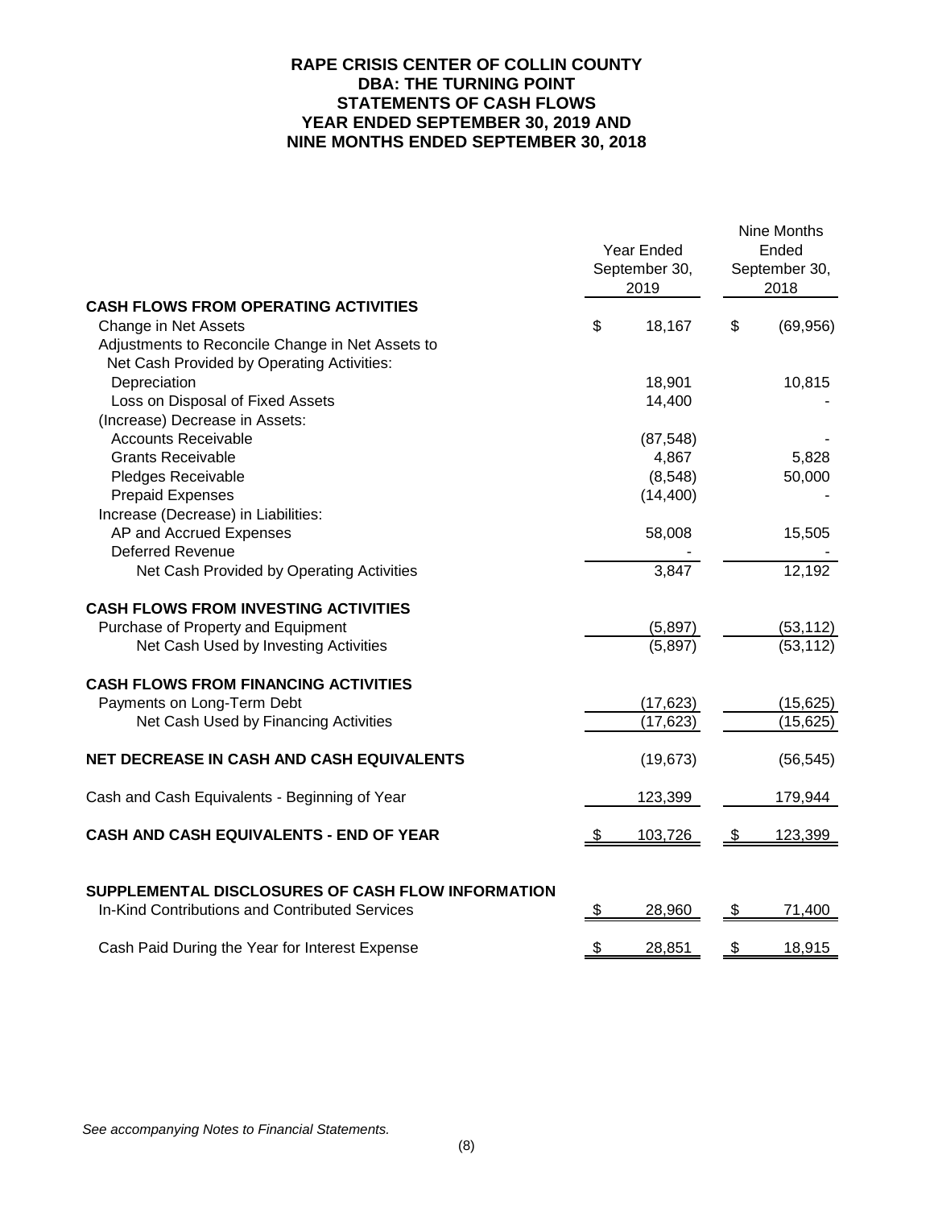# RAPE CRISIS CENTER OF COLLIN COUNTY
## DBA: THE TURNING POINT
## STATEMENTS OF CASH FLOWS
## YEAR ENDED SEPTEMBER 30, 2019 AND NINE MONTHS ENDED SEPTEMBER 30, 2018

| | Year Ended September 30, 2019 | Nine Months Ended September 30, 2018 |
|---|---|---|
| **CASH FLOWS FROM OPERATING ACTIVITIES** | | |
| Change in Net Assets | $ 18,167 | $ (69,956) |
| Adjustments to Reconcile Change in Net Assets to Net Cash Provided by Operating Activities: | | |
| Depreciation | 18,901 | 10,815 |
| Loss on Disposal of Fixed Assets | 14,400 | - |
| (Increase) Decrease in Assets: | | |
| Accounts Receivable | (87,548) | - |
| Grants Receivable | 4,867 | 5,828 |
| Pledges Receivable | (8,548) | 50,000 |
| Prepaid Expenses | (14,400) | - |
| Increase (Decrease) in Liabilities: | | |
| AP and Accrued Expenses | 58,008 | 15,505 |
| Deferred Revenue | - | - |
| Net Cash Provided by Operating Activities | 3,847 | 12,192 |
| **CASH FLOWS FROM INVESTING ACTIVITIES** | | |
| Purchase of Property and Equipment | (5,897) | (53,112) |
| Net Cash Used by Investing Activities | (5,897) | (53,112) |
| **CASH FLOWS FROM FINANCING ACTIVITIES** | | |
| Payments on Long-Term Debt | (17,623) | (15,625) |
| Net Cash Used by Financing Activities | (17,623) | (15,625) |
| **NET DECREASE IN CASH AND CASH EQUIVALENTS** | (19,673) | (56,545) |
| Cash and Cash Equivalents - Beginning of Year | 123,399 | 179,944 |
| **CASH AND CASH EQUIVALENTS - END OF YEAR** | $ 103,726 | $ 123,399 |
| **SUPPLEMENTAL DISCLOSURES OF CASH FLOW INFORMATION** | | |
| In-Kind Contributions and Contributed Services | $ 28,960 | $ 71,400 |
| Cash Paid During the Year for Interest Expense | $ 28,851 | $ 18,915 |

*See accompanying Notes to Financial Statements.*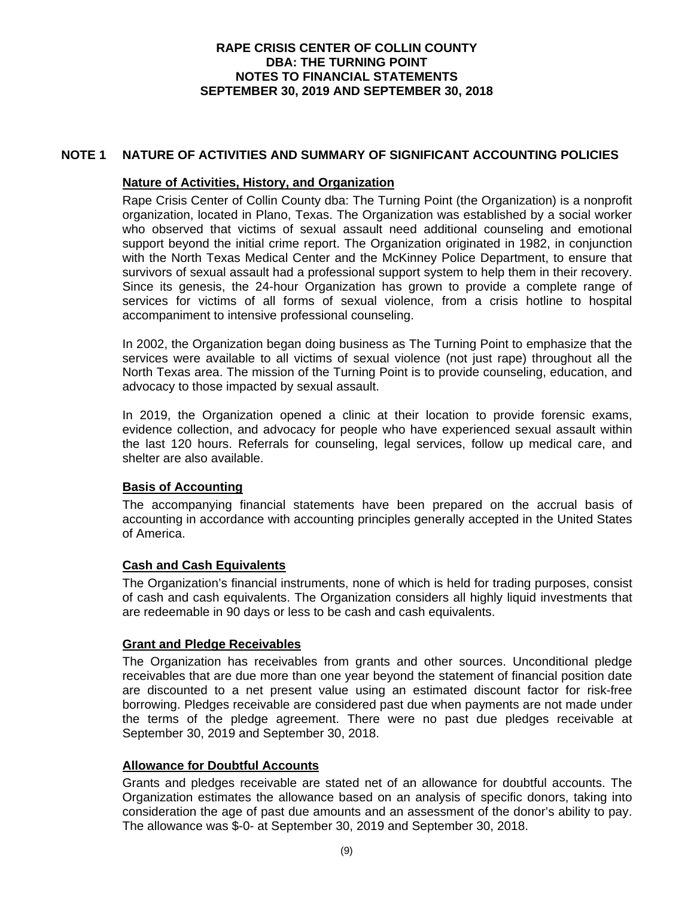# RAPE CRISIS CENTER OF COLLIN COUNTY
# DBA: THE TURNING POINT
# NOTES TO FINANCIAL STATEMENTS
# SEPTEMBER 30, 2019 AND SEPTEMBER 30, 2018

## NOTE 1 NATURE OF ACTIVITIES AND SUMMARY OF SIGNIFICANT ACCOUNTING POLICIES

### Nature of Activities, History, and Organization

Rape Crisis Center of Collin County dba: The Turning Point (the Organization) is a nonprofit organization, located in Plano, Texas. The Organization was established by a social worker who observed that victims of sexual assault need additional counseling and emotional support beyond the initial crime report. The Organization originated in 1982, in conjunction with the North Texas Medical Center and the McKinney Police Department, to ensure that survivors of sexual assault had a professional support system to help them in their recovery. Since its genesis, the 24-hour Organization has grown to provide a complete range of services for victims of all forms of sexual violence, from a crisis hotline to hospital accompaniment to intensive professional counseling.

In 2002, the Organization began doing business as The Turning Point to emphasize that the services were available to all victims of sexual violence (not just rape) throughout all the North Texas area. The mission of the Turning Point is to provide counseling, education, and advocacy to those impacted by sexual assault.

In 2019, the Organization opened a clinic at their location to provide forensic exams, evidence collection, and advocacy for people who have experienced sexual assault within the last 120 hours. Referrals for counseling, legal services, follow up medical care, and shelter are also available.

### Basis of Accounting

The accompanying financial statements have been prepared on the accrual basis of accounting in accordance with accounting principles generally accepted in the United States of America.

### Cash and Cash Equivalents

The Organization's financial instruments, none of which is held for trading purposes, consist of cash and cash equivalents. The Organization considers all highly liquid investments that are redeemable in 90 days or less to be cash and cash equivalents.

### Grant and Pledge Receivables

The Organization has receivables from grants and other sources. Unconditional pledge receivables that are due more than one year beyond the statement of financial position date are discounted to a net present value using an estimated discount factor for risk-free borrowing. Pledges receivable are considered past due when payments are not made under the terms of the pledge agreement. There were no past due pledges receivable at September 30, 2019 and September 30, 2018.

### Allowance for Doubtful Accounts

Grants and pledges receivable are stated net of an allowance for doubtful accounts. The Organization estimates the allowance based on an analysis of specific donors, taking into consideration the age of past due amounts and an assessment of the donor's ability to pay. The allowance was $-0- at September 30, 2019 and September 30, 2018.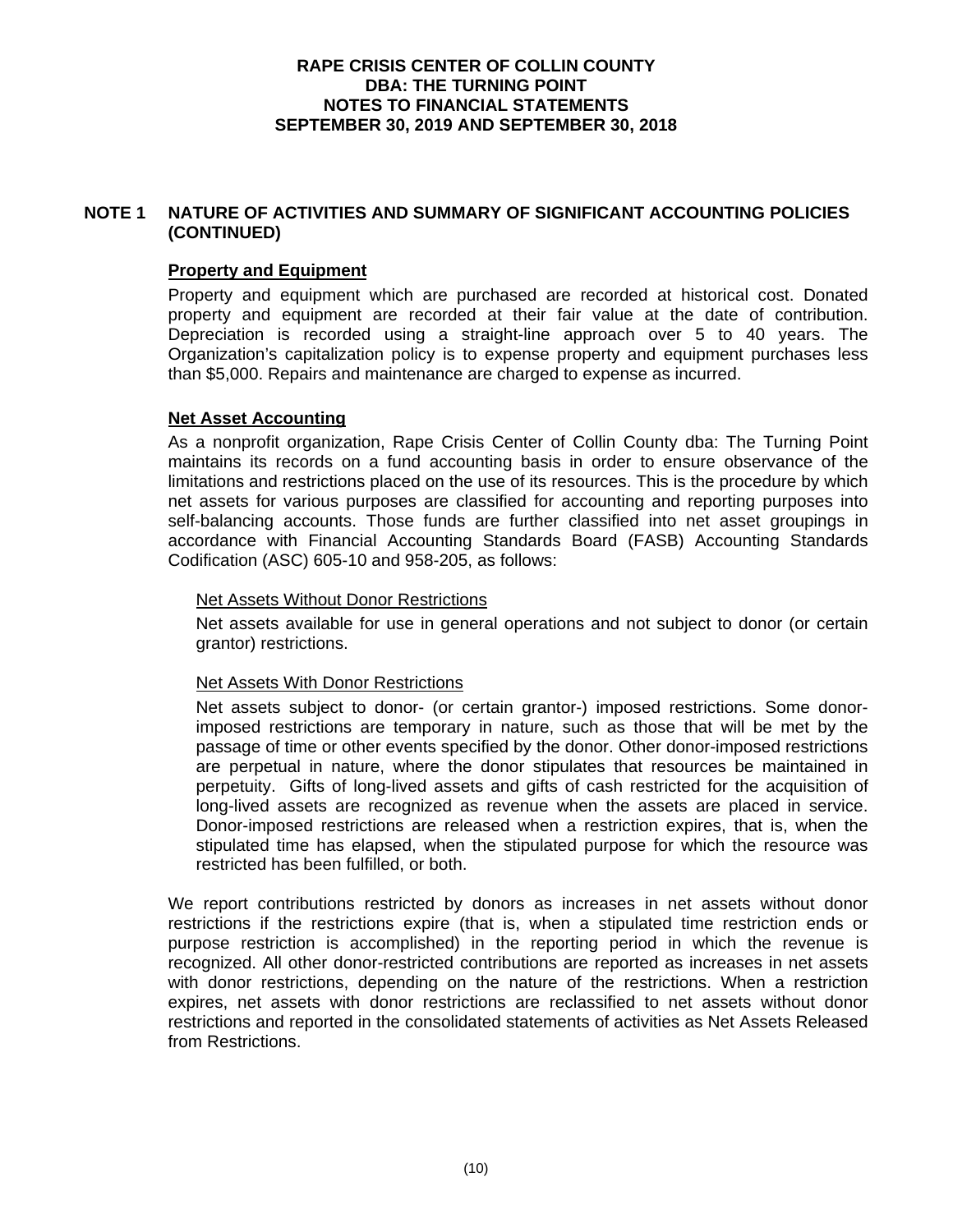# RAPE CRISIS CENTER OF COLLIN COUNTY
# DBA: THE TURNING POINT
# NOTES TO FINANCIAL STATEMENTS
# SEPTEMBER 30, 2019 AND SEPTEMBER 30, 2018

## NOTE 1 NATURE OF ACTIVITIES AND SUMMARY OF SIGNIFICANT ACCOUNTING POLICIES (CONTINUED)

### Property and Equipment

Property and equipment which are purchased are recorded at historical cost. Donated property and equipment are recorded at their fair value at the date of contribution. Depreciation is recorded using a straight-line approach over 5 to 40 years. The Organization's capitalization policy is to expense property and equipment purchases less than $5,000. Repairs and maintenance are charged to expense as incurred.

### Net Asset Accounting

As a nonprofit organization, Rape Crisis Center of Collin County dba: The Turning Point maintains its records on a fund accounting basis in order to ensure observance of the limitations and restrictions placed on the use of its resources. This is the procedure by which net assets for various purposes are classified for accounting and reporting purposes into self-balancing accounts. Those funds are further classified into net asset groupings in accordance with Financial Accounting Standards Board (FASB) Accounting Standards Codification (ASC) 605-10 and 958-205, as follows:

Net Assets Without Donor Restrictions

Net assets available for use in general operations and not subject to donor (or certain grantor) restrictions.

Net Assets With Donor Restrictions

Net assets subject to donor- (or certain grantor-) imposed restrictions. Some donor-imposed restrictions are temporary in nature, such as those that will be met by the passage of time or other events specified by the donor. Other donor-imposed restrictions are perpetual in nature, where the donor stipulates that resources be maintained in perpetuity. Gifts of long-lived assets and gifts of cash restricted for the acquisition of long-lived assets are recognized as revenue when the assets are placed in service. Donor-imposed restrictions are released when a restriction expires, that is, when the stipulated time has elapsed, when the stipulated purpose for which the resource was restricted has been fulfilled, or both.

We report contributions restricted by donors as increases in net assets without donor restrictions if the restrictions expire (that is, when a stipulated time restriction ends or purpose restriction is accomplished) in the reporting period in which the revenue is recognized. All other donor-restricted contributions are reported as increases in net assets with donor restrictions, depending on the nature of the restrictions. When a restriction expires, net assets with donor restrictions are reclassified to net assets without donor restrictions and reported in the consolidated statements of activities as Net Assets Released from Restrictions.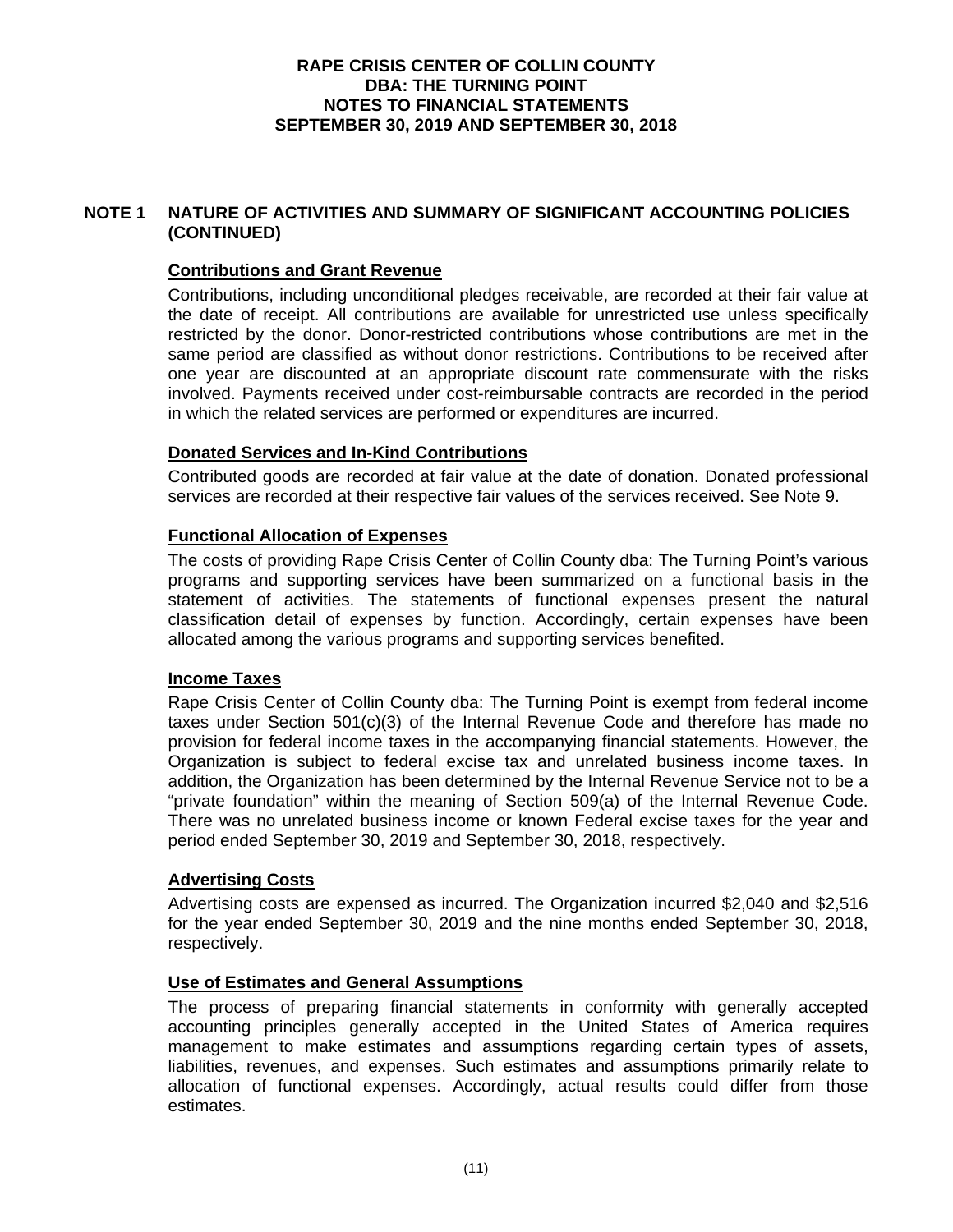# RAPE CRISIS CENTER OF COLLIN COUNTY
# DBA: THE TURNING POINT
# NOTES TO FINANCIAL STATEMENTS
# SEPTEMBER 30, 2019 AND SEPTEMBER 30, 2018

## NOTE 1 NATURE OF ACTIVITIES AND SUMMARY OF SIGNIFICANT ACCOUNTING POLICIES (CONTINUED)

### Contributions and Grant Revenue

Contributions, including unconditional pledges receivable, are recorded at their fair value at the date of receipt. All contributions are available for unrestricted use unless specifically restricted by the donor. Donor-restricted contributions whose contributions are met in the same period are classified as without donor restrictions. Contributions to be received after one year are discounted at an appropriate discount rate commensurate with the risks involved. Payments received under cost-reimbursable contracts are recorded in the period in which the related services are performed or expenditures are incurred.

### Donated Services and In-Kind Contributions

Contributed goods are recorded at fair value at the date of donation. Donated professional services are recorded at their respective fair values of the services received. See Note 9.

### Functional Allocation of Expenses

The costs of providing Rape Crisis Center of Collin County dba: The Turning Point's various programs and supporting services have been summarized on a functional basis in the statement of activities. The statements of functional expenses present the natural classification detail of expenses by function. Accordingly, certain expenses have been allocated among the various programs and supporting services benefited.

### Income Taxes

Rape Crisis Center of Collin County dba: The Turning Point is exempt from federal income taxes under Section 501(c)(3) of the Internal Revenue Code and therefore has made no provision for federal income taxes in the accompanying financial statements. However, the Organization is subject to federal excise tax and unrelated business income taxes. In addition, the Organization has been determined by the Internal Revenue Service not to be a "private foundation" within the meaning of Section 509(a) of the Internal Revenue Code. There was no unrelated business income or known Federal excise taxes for the year and period ended September 30, 2019 and September 30, 2018, respectively.

### Advertising Costs

Advertising costs are expensed as incurred. The Organization incurred $2,040 and $2,516 for the year ended September 30, 2019 and the nine months ended September 30, 2018, respectively.

### Use of Estimates and General Assumptions

The process of preparing financial statements in conformity with generally accepted accounting principles generally accepted in the United States of America requires management to make estimates and assumptions regarding certain types of assets, liabilities, revenues, and expenses. Such estimates and assumptions primarily relate to allocation of functional expenses. Accordingly, actual results could differ from those estimates.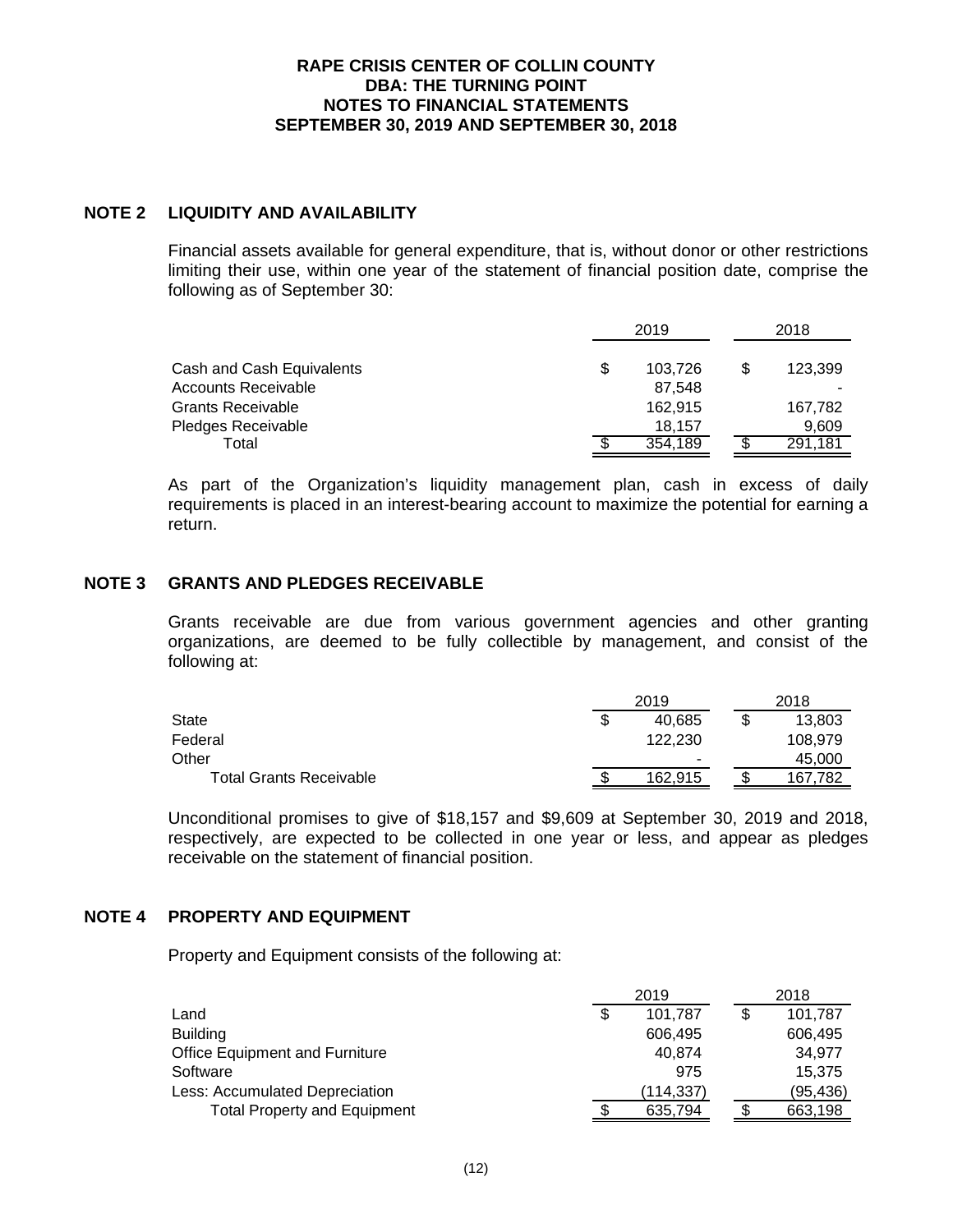**RAPE CRISIS CENTER OF COLLIN COUNTY**
**DBA: THE TURNING POINT**
**NOTES TO FINANCIAL STATEMENTS**
**SEPTEMBER 30, 2019 AND SEPTEMBER 30, 2018**

## NOTE 2 LIQUIDITY AND AVAILABILITY

Financial assets available for general expenditure, that is, without donor or other restrictions limiting their use, within one year of the statement of financial position date, comprise the following as of September 30:

| | 2019 | 2018 |
|---|---|---|
| Cash and Cash Equivalents | $ 103,726 | $ 123,399 |
| Accounts Receivable | 87,548 | - |
| Grants Receivable | 162,915 | 167,782 |
| Pledges Receivable | 18,157 | 9,609 |
| Total | $ 354,189 | $ 291,181 |

As part of the Organization's liquidity management plan, cash in excess of daily requirements is placed in an interest-bearing account to maximize the potential for earning a return.

## NOTE 3 GRANTS AND PLEDGES RECEIVABLE

Grants receivable are due from various government agencies and other granting organizations, are deemed to be fully collectible by management, and consist of the following at:

| | 2019 | 2018 |
|---|---|---|
| State | $ 40,685 | $ 13,803 |
| Federal | 122,230 | 108,979 |
| Other | - | 45,000 |
| Total Grants Receivable | $ 162,915 | $ 167,782 |

Unconditional promises to give of $18,157 and $9,609 at September 30, 2019 and 2018, respectively, are expected to be collected in one year or less, and appear as pledges receivable on the statement of financial position.

## NOTE 4 PROPERTY AND EQUIPMENT

Property and Equipment consists of the following at:

| | 2019 | 2018 |
|---|---|---|
| Land | $ 101,787 | $ 101,787 |
| Building | 606,495 | 606,495 |
| Office Equipment and Furniture | 40,874 | 34,977 |
| Software | 975 | 15,375 |
| Less: Accumulated Depreciation | (114,337) | (95,436) |
| Total Property and Equipment | $ 635,794 | $ 663,198 |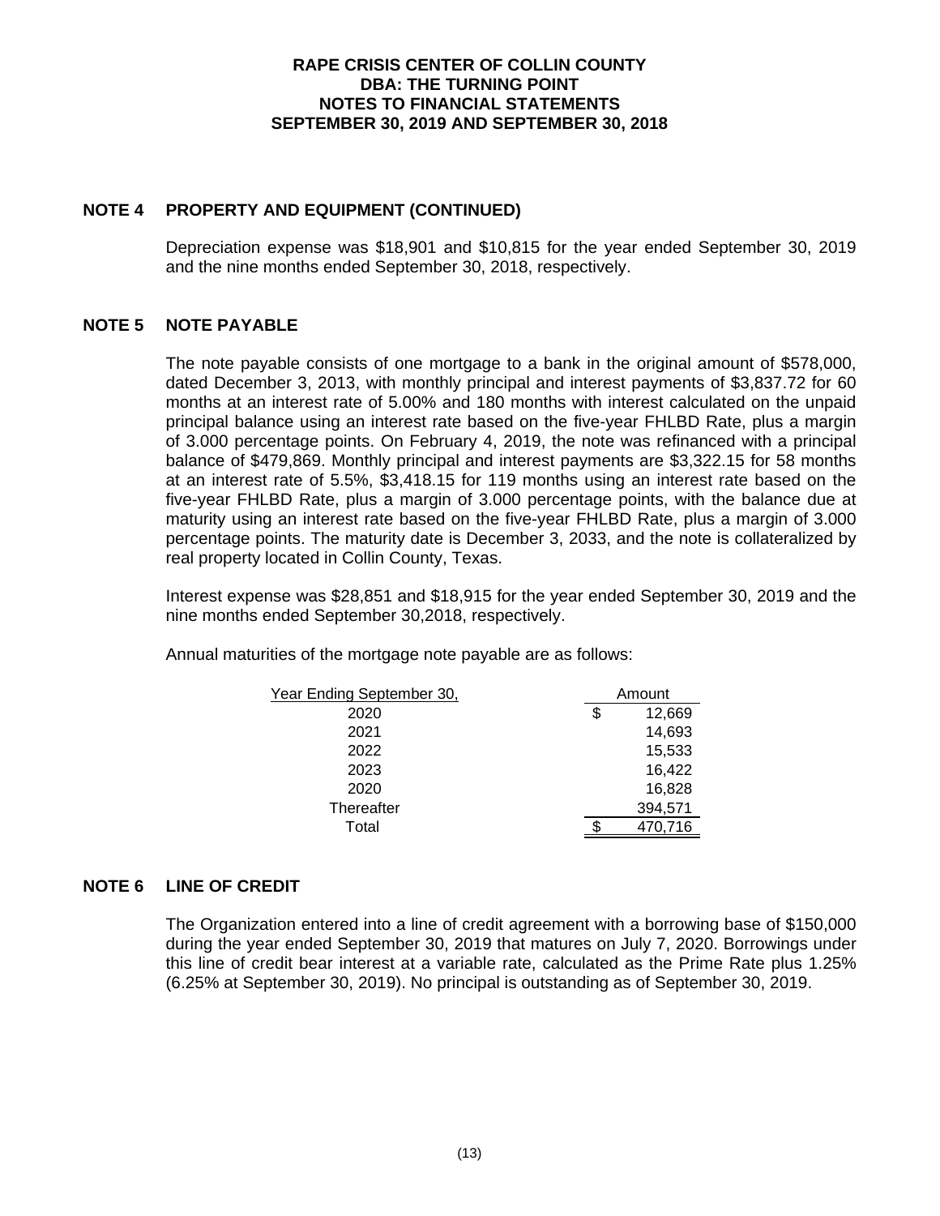**RAPE CRISIS CENTER OF COLLIN COUNTY**
**DBA: THE TURNING POINT**
**NOTES TO FINANCIAL STATEMENTS**
**SEPTEMBER 30, 2019 AND SEPTEMBER 30, 2018**

## NOTE 4 PROPERTY AND EQUIPMENT (CONTINUED)

Depreciation expense was $18,901 and $10,815 for the year ended September 30, 2019 and the nine months ended September 30, 2018, respectively.

## NOTE 5 NOTE PAYABLE

The note payable consists of one mortgage to a bank in the original amount of $578,000, dated December 3, 2013, with monthly principal and interest payments of $3,837.72 for 60 months at an interest rate of 5.00% and 180 months with interest calculated on the unpaid principal balance using an interest rate based on the five-year FHLBD Rate, plus a margin of 3.000 percentage points. On February 4, 2019, the note was refinanced with a principal balance of $479,869. Monthly principal and interest payments are $3,322.15 for 58 months at an interest rate of 5.5%, $3,418.15 for 119 months using an interest rate based on the five-year FHLBD Rate, plus a margin of 3.000 percentage points, with the balance due at maturity using an interest rate based on the five-year FHLBD Rate, plus a margin of 3.000 percentage points. The maturity date is December 3, 2033, and the note is collateralized by real property located in Collin County, Texas.

Interest expense was $28,851 and $18,915 for the year ended September 30, 2019 and the nine months ended September 30,2018, respectively.

Annual maturities of the mortgage note payable are as follows:

| Year Ending September 30, | Amount |
|---|---|
| 2020 | $ 12,669 |
| 2021 | 14,693 |
| 2022 | 15,533 |
| 2023 | 16,422 |
| 2020 | 16,828 |
| Thereafter | 394,571 |
| Total | $ 470,716 |

## NOTE 6 LINE OF CREDIT

The Organization entered into a line of credit agreement with a borrowing base of $150,000 during the year ended September 30, 2019 that matures on July 7, 2020. Borrowings under this line of credit bear interest at a variable rate, calculated as the Prime Rate plus 1.25% (6.25% at September 30, 2019). No principal is outstanding as of September 30, 2019.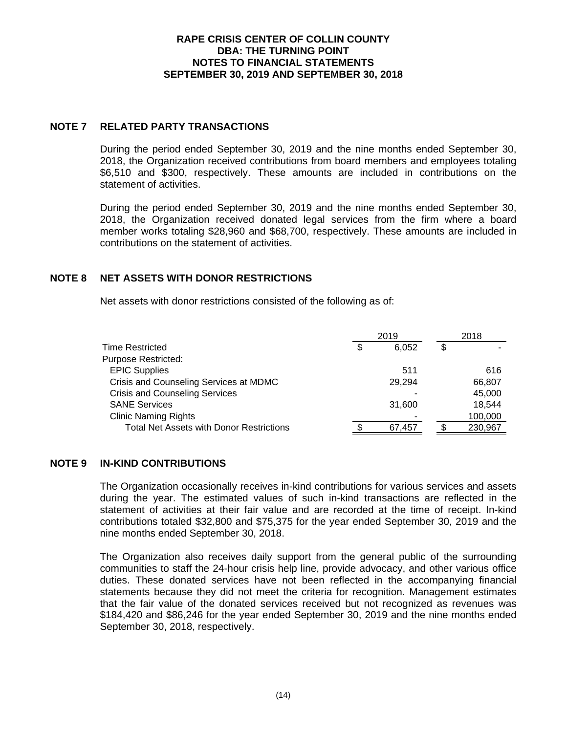**RAPE CRISIS CENTER OF COLLIN COUNTY**
**DBA: THE TURNING POINT**
**NOTES TO FINANCIAL STATEMENTS**
**SEPTEMBER 30, 2019 AND SEPTEMBER 30, 2018**

## NOTE 7 RELATED PARTY TRANSACTIONS

During the period ended September 30, 2019 and the nine months ended September 30, 2018, the Organization received contributions from board members and employees totaling $6,510 and $300, respectively. These amounts are included in contributions on the statement of activities.

During the period ended September 30, 2019 and the nine months ended September 30, 2018, the Organization received donated legal services from the firm where a board member works totaling $28,960 and $68,700, respectively. These amounts are included in contributions on the statement of activities.

## NOTE 8 NET ASSETS WITH DONOR RESTRICTIONS

Net assets with donor restrictions consisted of the following as of:

| | 2019 | 2018 |
|---|---|---|
| Time Restricted | $ 6,052 | $ - |
| Purpose Restricted: | | |
| EPIC Supplies | 511 | 616 |
| Crisis and Counseling Services at MDMC | 29,294 | 66,807 |
| Crisis and Counseling Services | - | 45,000 |
| SANE Services | 31,600 | 18,544 |
| Clinic Naming Rights | - | 100,000 |
| Total Net Assets with Donor Restrictions | $ 67,457 | $ 230,967 |

## NOTE 9 IN-KIND CONTRIBUTIONS

The Organization occasionally receives in-kind contributions for various services and assets during the year. The estimated values of such in-kind transactions are reflected in the statement of activities at their fair value and are recorded at the time of receipt. In-kind contributions totaled $32,800 and $75,375 for the year ended September 30, 2019 and the nine months ended September 30, 2018.

The Organization also receives daily support from the general public of the surrounding communities to staff the 24-hour crisis help line, provide advocacy, and other various office duties. These donated services have not been reflected in the accompanying financial statements because they did not meet the criteria for recognition. Management estimates that the fair value of the donated services received but not recognized as revenues was $184,420 and $86,246 for the year ended September 30, 2019 and the nine months ended September 30, 2018, respectively.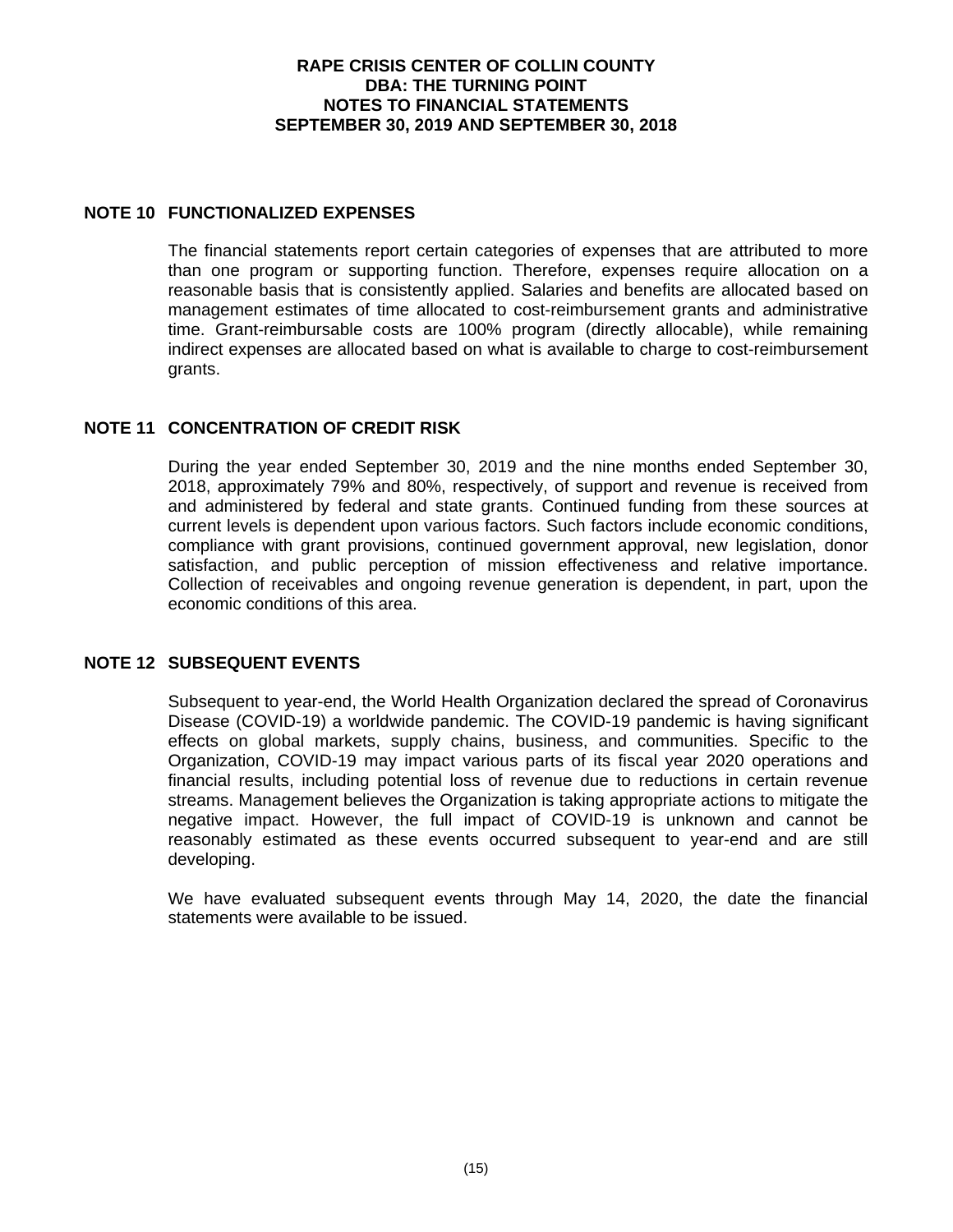# RAPE CRISIS CENTER OF COLLIN COUNTY
# DBA: THE TURNING POINT
# NOTES TO FINANCIAL STATEMENTS
# SEPTEMBER 30, 2019 AND SEPTEMBER 30, 2018

## NOTE 10 FUNCTIONALIZED EXPENSES

The financial statements report certain categories of expenses that are attributed to more than one program or supporting function. Therefore, expenses require allocation on a reasonable basis that is consistently applied. Salaries and benefits are allocated based on management estimates of time allocated to cost-reimbursement grants and administrative time. Grant-reimbursable costs are 100% program (directly allocable), while remaining indirect expenses are allocated based on what is available to charge to cost-reimbursement grants.

## NOTE 11 CONCENTRATION OF CREDIT RISK

During the year ended September 30, 2019 and the nine months ended September 30, 2018, approximately 79% and 80%, respectively, of support and revenue is received from and administered by federal and state grants. Continued funding from these sources at current levels is dependent upon various factors. Such factors include economic conditions, compliance with grant provisions, continued government approval, new legislation, donor satisfaction, and public perception of mission effectiveness and relative importance. Collection of receivables and ongoing revenue generation is dependent, in part, upon the economic conditions of this area.

## NOTE 12 SUBSEQUENT EVENTS

Subsequent to year-end, the World Health Organization declared the spread of Coronavirus Disease (COVID-19) a worldwide pandemic. The COVID-19 pandemic is having significant effects on global markets, supply chains, business, and communities. Specific to the Organization, COVID-19 may impact various parts of its fiscal year 2020 operations and financial results, including potential loss of revenue due to reductions in certain revenue streams. Management believes the Organization is taking appropriate actions to mitigate the negative impact. However, the full impact of COVID-19 is unknown and cannot be reasonably estimated as these events occurred subsequent to year-end and are still developing.

We have evaluated subsequent events through May 14, 2020, the date the financial statements were available to be issued.